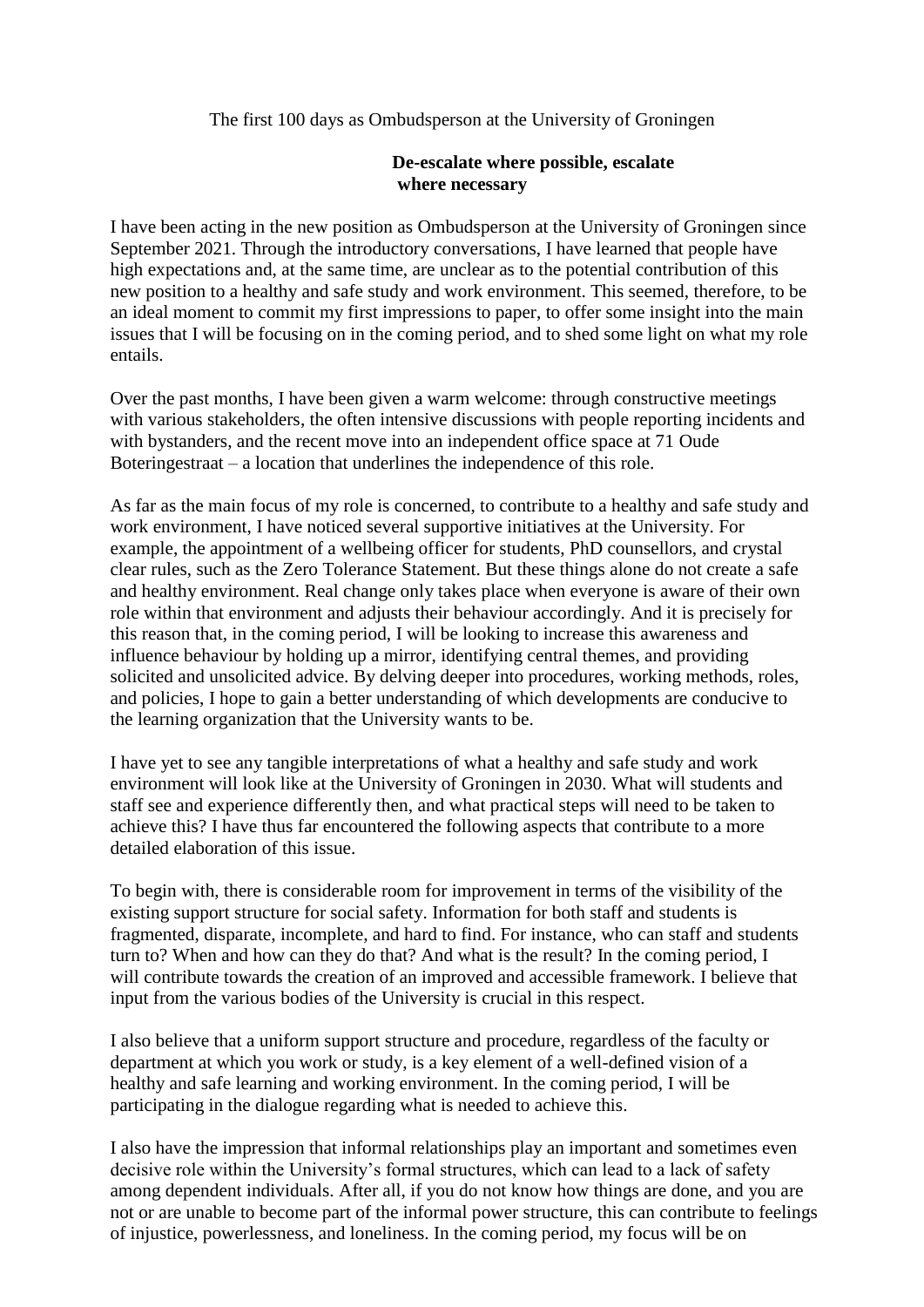The first 100 days as Ombudsperson at the University of Groningen

## De-escalate where possible, escalate where necessary

I have been acting in the new position as Ombudsperson at the University of Groningen since September 2021. Through the introductory conversations, I have learned that people have high expectations and, at the same time, are unclear as to the potential contribution of this new position to a healthy and safe study and work environment. This seemed, therefore, to be an ideal moment to commit my first impressions to paper, to offer some insight into the main issues that I will be focusing on in the coming period, and to shed some light on what my role entails.

Over the past months, I have been given a warm welcome: through constructive meetings with various stakeholders, the often intensive discussions with people reporting incidents and with bystanders, and the recent move into an independent office space at 71 Oude Boteringestraat – a location that underlines the independence of this role.

As far as the main focus of my role is concerned, to contribute to a healthy and safe study and work environment, I have noticed several supportive initiatives at the University. For example, the appointment of a wellbeing officer for students, PhD counsellors, and crystal clear rules, such as the Zero Tolerance Statement. But these things alone do not create a safe and healthy environment. Real change only takes place when everyone is aware of their own role within that environment and adjusts their behaviour accordingly. And it is precisely for this reason that, in the coming period, I will be looking to increase this awareness and influence behaviour by holding up a mirror, identifying central themes, and providing solicited and unsolicited advice. By delving deeper into procedures, working methods, roles, and policies, I hope to gain a better understanding of which developments are conducive to the learning organization that the University wants to be.

I have yet to see any tangible interpretations of what a healthy and safe study and work environment will look like at the University of Groningen in 2030. What will students and staff see and experience differently then, and what practical steps will need to be taken to achieve this? I have thus far encountered the following aspects that contribute to a more detailed elaboration of this issue.

To begin with, there is considerable room for improvement in terms of the visibility of the existing support structure for social safety. Information for both staff and students is fragmented, disparate, incomplete, and hard to find. For instance, who can staff and students turn to? When and how can they do that? And what is the result? In the coming period, I will contribute towards the creation of an improved and accessible framework. I believe that input from the various bodies of the University is crucial in this respect.

I also believe that a uniform support structure and procedure, regardless of the faculty or department at which you work or study, is a key element of a well-defined vision of a healthy and safe learning and working environment. In the coming period, I will be participating in the dialogue regarding what is needed to achieve this.

I also have the impression that informal relationships play an important and sometimes even decisive role within the University's formal structures, which can lead to a lack of safety among dependent individuals. After all, if you do not know how things are done, and you are not or are unable to become part of the informal power structure, this can contribute to feelings of injustice, powerlessness, and loneliness. In the coming period, my focus will be on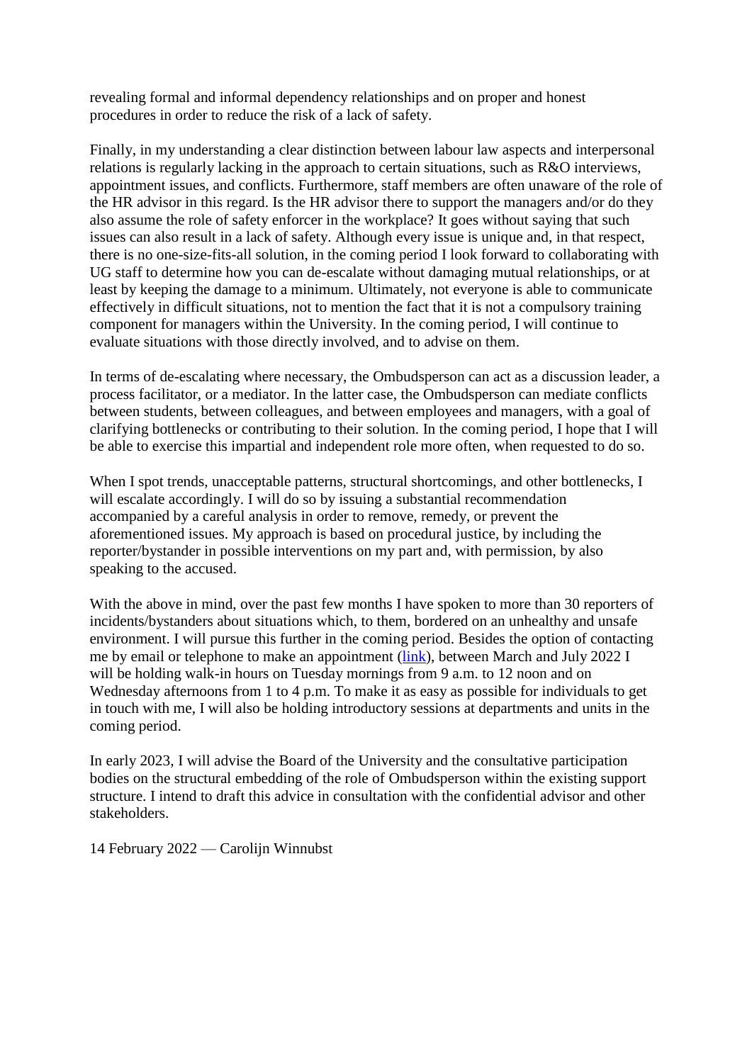revealing formal and informal dependency relationships and on proper and honest procedures in order to reduce the risk of a lack of safety.

Finally, in my understanding a clear distinction between labour law aspects and interpersonal relations is regularly lacking in the approach to certain situations, such as R&O interviews, appointment issues, and conflicts. Furthermore, staff members are often unaware of the role of the HR advisor in this regard. Is the HR advisor there to support the managers and/or do they also assume the role of safety enforcer in the workplace? It goes without saying that such issues can also result in a lack of safety. Although every issue is unique and, in that respect, there is no one-size-fits-all solution, in the coming period I look forward to collaborating with UG staff to determine how you can de-escalate without damaging mutual relationships, or at least by keeping the damage to a minimum. Ultimately, not everyone is able to communicate effectively in difficult situations, not to mention the fact that it is not a compulsory training component for managers within the University. In the coming period, I will continue to evaluate situations with those directly involved, and to advise on them.

In terms of de-escalating where necessary, the Ombudsperson can act as a discussion leader, a process facilitator, or a mediator. In the latter case, the Ombudsperson can mediate conflicts between students, between colleagues, and between employees and managers, with a goal of clarifying bottlenecks or contributing to their solution. In the coming period, I hope that I will be able to exercise this impartial and independent role more often, when requested to do so.

When I spot trends, unacceptable patterns, structural shortcomings, and other bottlenecks, I will escalate accordingly. I will do so by issuing a substantial recommendation accompanied by a careful analysis in order to remove, remedy, or prevent the aforementioned issues. My approach is based on procedural justice, by including the reporter/bystander in possible interventions on my part and, with permission, by also speaking to the accused.

With the above in mind, over the past few months I have spoken to more than 30 reporters of incidents/bystanders about situations which, to them, bordered on an unhealthy and unsafe environment. I will pursue this further in the coming period. Besides the option of contacting me by email or telephone to make an appointment (link), between March and July 2022 I will be holding walk-in hours on Tuesday mornings from 9 a.m. to 12 noon and on Wednesday afternoons from 1 to 4 p.m. To make it as easy as possible for individuals to get in touch with me, I will also be holding introductory sessions at departments and units in the coming period.

In early 2023, I will advise the Board of the University and the consultative participation bodies on the structural embedding of the role of Ombudsperson within the existing support structure. I intend to draft this advice in consultation with the confidential advisor and other stakeholders.

14 February 2022 — Carolijn Winnubst